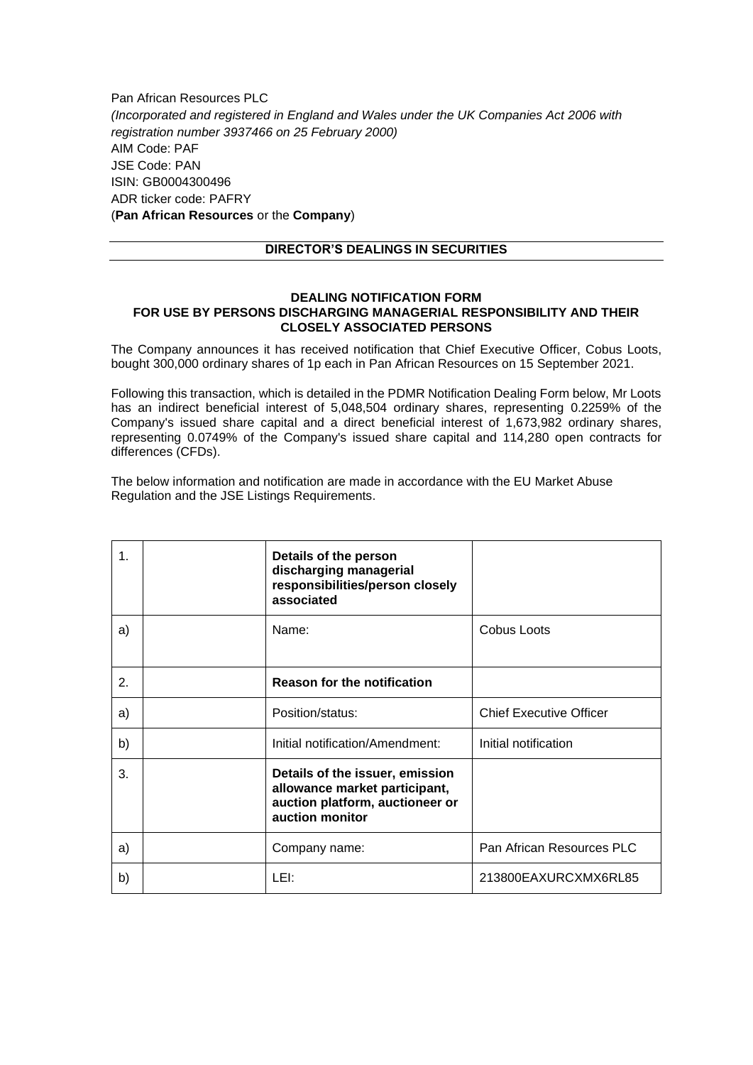Pan African Resources PLC
*(Incorporated and registered in England and Wales under the UK Companies Act 2006 with registration number 3937466 on 25 February 2000)*
AIM Code: PAF
JSE Code: PAN
ISIN: GB0004300496
ADR ticker code: PAFRY
(**Pan African Resources** or the **Company**)

## DIRECTOR'S DEALINGS IN SECURITIES

### DEALING NOTIFICATION FORM
### FOR USE BY PERSONS DISCHARGING MANAGERIAL RESPONSIBILITY AND THEIR CLOSELY ASSOCIATED PERSONS

The Company announces it has received notification that Chief Executive Officer, Cobus Loots, bought 300,000 ordinary shares of 1p each in Pan African Resources on 15 September 2021.

Following this transaction, which is detailed in the PDMR Notification Dealing Form below, Mr Loots has an indirect beneficial interest of 5,048,504 ordinary shares, representing 0.2259% of the Company's issued share capital and a direct beneficial interest of 1,673,982 ordinary shares, representing 0.0749% of the Company's issued share capital and 114,280 open contracts for differences (CFDs).

The below information and notification are made in accordance with the EU Market Abuse Regulation and the JSE Listings Requirements.

| | | | |
|---|---|---|---|
| 1. | | **Details of the person discharging managerial responsibilities/person closely associated** | |
| a) | | Name: | Cobus Loots |
| 2. | | **Reason for the notification** | |
| a) | | Position/status: | Chief Executive Officer |
| b) | | Initial notification/Amendment: | Initial notification |
| 3. | | **Details of the issuer, emission allowance market participant, auction platform, auctioneer or auction monitor** | |
| a) | | Company name: | Pan African Resources PLC |
| b) | | LEI: | 213800EAXURCXMX6RL85 |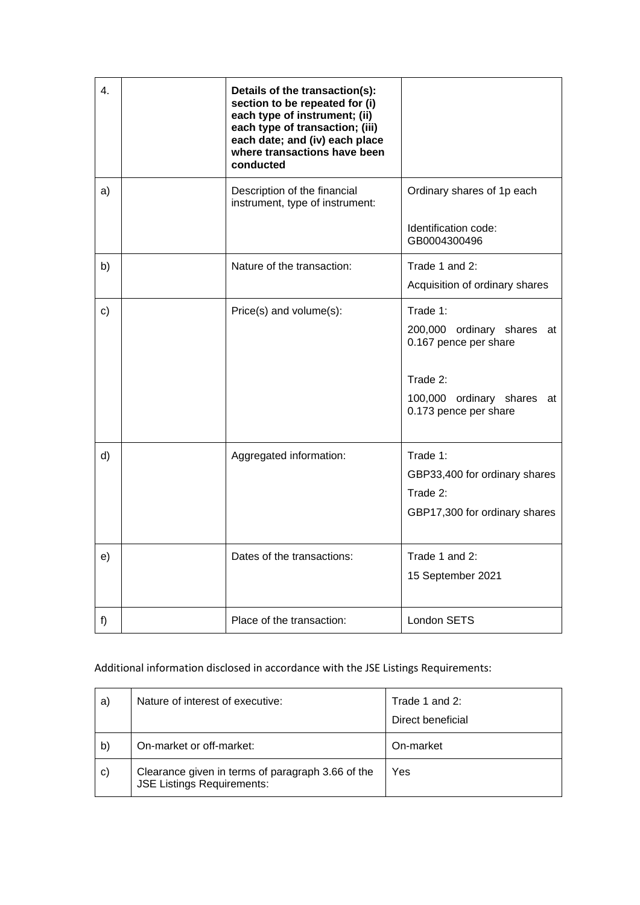| 4. | | **Details of the transaction(s): section to be repeated for (i) each type of instrument; (ii) each type of transaction; (iii) each date; and (iv) each place where transactions have been conducted** | |
|---|---|---|---|
| a) | | Description of the financial instrument, type of instrument: | Ordinary shares of 1p each<br><br>Identification code: GB0004300496 |
| b) | | Nature of the transaction: | Trade 1 and 2:<br>Acquisition of ordinary shares |
| c) | | Price(s) and volume(s): | Trade 1:<br>200,000 ordinary shares at 0.167 pence per share<br><br>Trade 2:<br>100,000 ordinary shares at 0.173 pence per share |
| d) | | Aggregated information: | Trade 1:<br>GBP33,400 for ordinary shares<br>Trade 2:<br>GBP17,300 for ordinary shares |
| e) | | Dates of the transactions: | Trade 1 and 2:<br>15 September 2021 |
| f) | | Place of the transaction: | London SETS |

Additional information disclosed in accordance with the JSE Listings Requirements:

| a) | Nature of interest of executive: | Trade 1 and 2:<br>Direct beneficial |
|---|---|---|
| b) | On-market or off-market: | On-market |
| c) | Clearance given in terms of paragraph 3.66 of the JSE Listings Requirements: | Yes |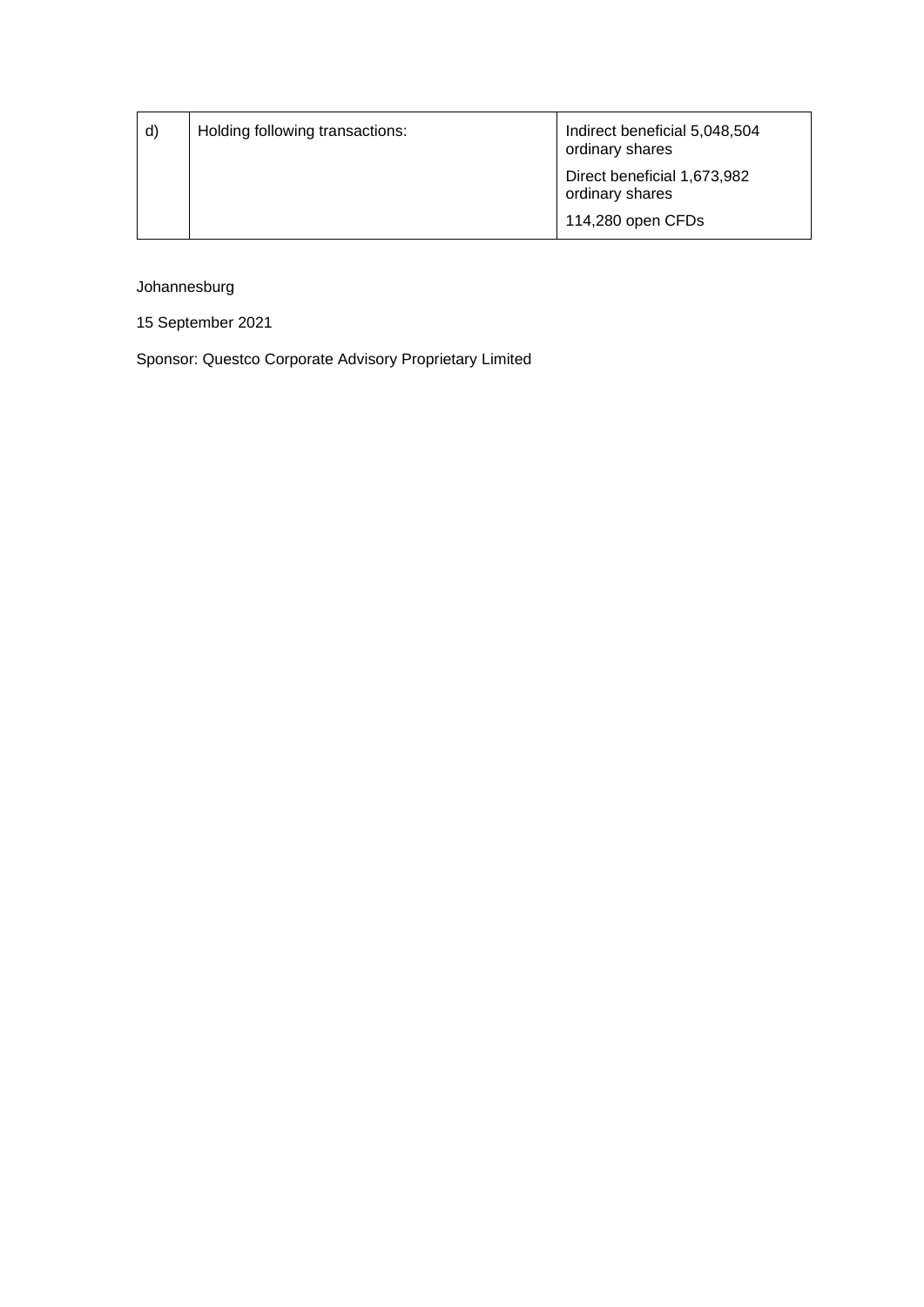| | | |
|---|---|---|
| d) | Holding following transactions: | Indirect beneficial 5,048,504 ordinary shares<br>Direct beneficial 1,673,982 ordinary shares<br>114,280 open CFDs |

Johannesburg

15 September 2021

Sponsor: Questco Corporate Advisory Proprietary Limited